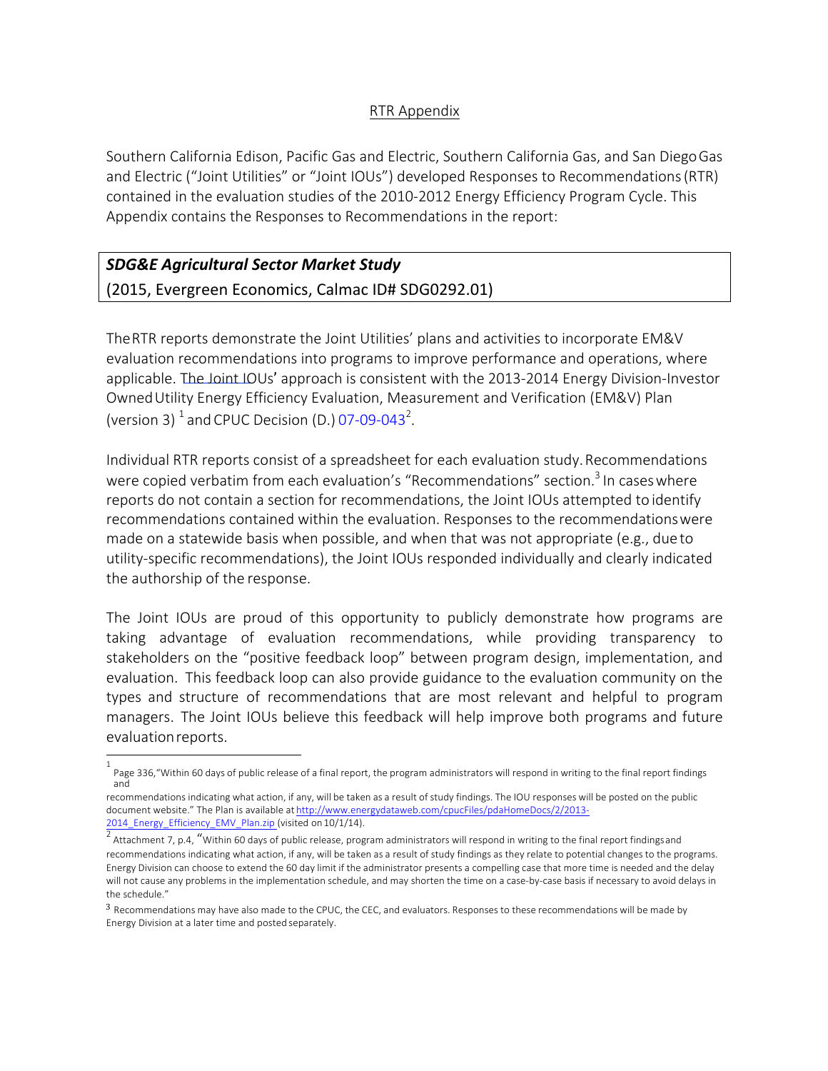RTR Appendix

Southern California Edison, Pacific Gas and Electric, Southern California Gas, and San Diego Gas and Electric ("Joint Utilities" or "Joint IOUs") developed Responses to Recommendations (RTR) contained in the evaluation studies of the 2010-2012 Energy Efficiency Program Cycle. This Appendix contains the Responses to Recommendations in the report:

| ***SDG&E Agricultural Sector Market Study***<br>(2015, Evergreen Economics, Calmac ID# SDG0292.01) |
|---|

The RTR reports demonstrate the Joint Utilities' plans and activities to incorporate EM&V evaluation recommendations into programs to improve performance and operations, where applicable. The Joint IOUs' approach is consistent with the 2013-2014 Energy Division-Investor Owned Utility Energy Efficiency Evaluation, Measurement and Verification (EM&V) Plan (version 3) [1] and CPUC Decision (D.) 07-09-043[2].

Individual RTR reports consist of a spreadsheet for each evaluation study. Recommendations were copied verbatim from each evaluation's "Recommendations" section.[3] In cases where reports do not contain a section for recommendations, the Joint IOUs attempted to identify recommendations contained within the evaluation. Responses to the recommendations were made on a statewide basis when possible, and when that was not appropriate (e.g., due to utility-specific recommendations), the Joint IOUs responded individually and clearly indicated the authorship of the response.

The Joint IOUs are proud of this opportunity to publicly demonstrate how programs are taking advantage of evaluation recommendations, while providing transparency to stakeholders on the "positive feedback loop" between program design, implementation, and evaluation. This feedback loop can also provide guidance to the evaluation community on the types and structure of recommendations that are most relevant and helpful to program managers. The Joint IOUs believe this feedback will help improve both programs and future evaluation reports.

---

[1] Page 336, "Within 60 days of public release of a final report, the program administrators will respond in writing to the final report findings and recommendations indicating what action, if any, will be taken as a result of study findings. The IOU responses will be posted on the public document website." The Plan is available at http://www.energydataweb.com/cpucFiles/pdaHomeDocs/2/2013-2014_Energy_Efficiency_EMV_Plan.zip (visited on 10/1/14).

[2] Attachment 7, p.4, "Within 60 days of public release, program administrators will respond in writing to the final report findings and recommendations indicating what action, if any, will be taken as a result of study findings as they relate to potential changes to the programs. Energy Division can choose to extend the 60 day limit if the administrator presents a compelling case that more time is needed and the delay will not cause any problems in the implementation schedule, and may shorten the time on a case-by-case basis if necessary to avoid delays in the schedule."

[3] Recommendations may have also made to the CPUC, the CEC, and evaluators. Responses to these recommendations will be made by Energy Division at a later time and posted separately.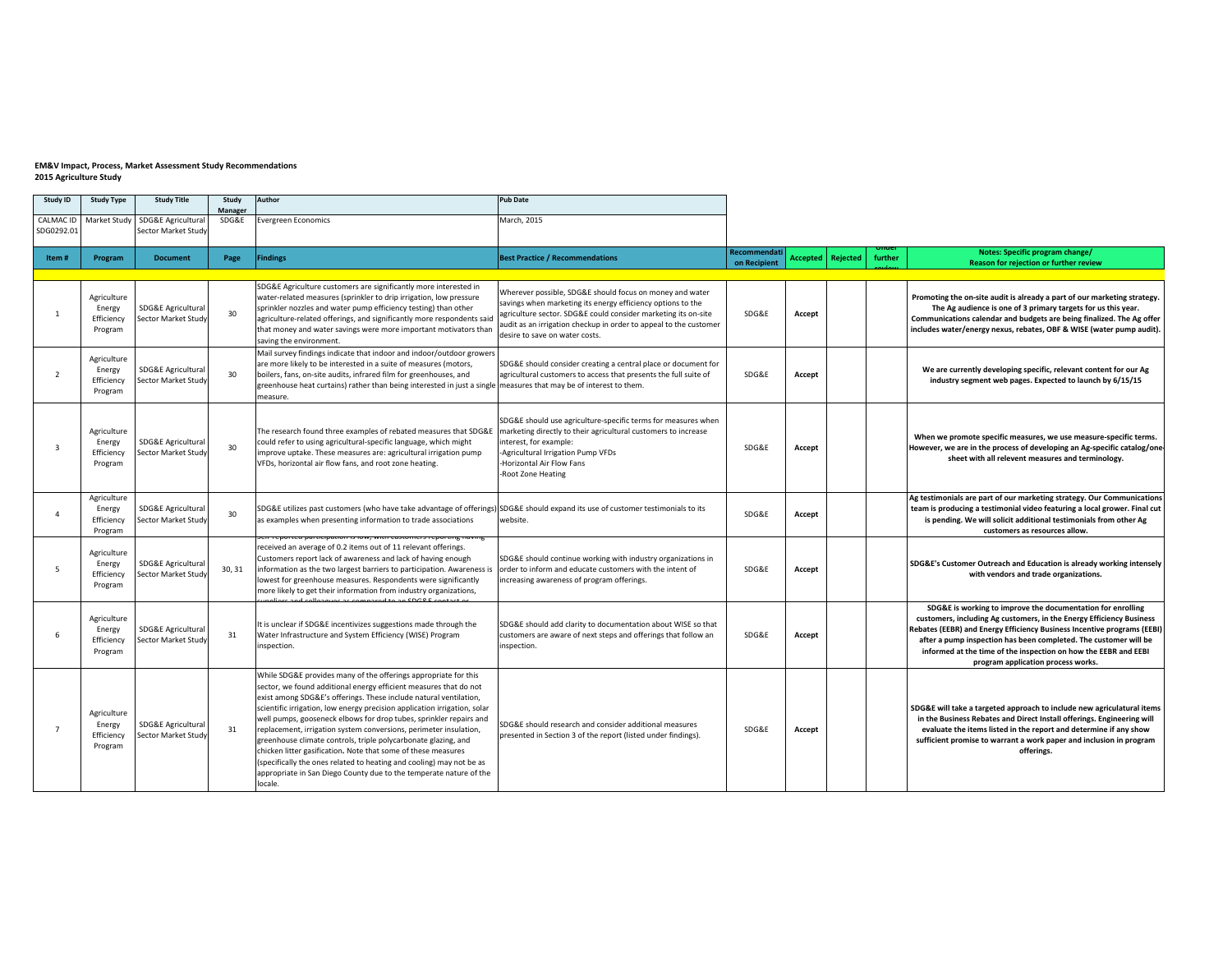**EM&V Impact, Process, Market Assessment Study Recommendations**
**2015 Agriculture Study**

| Study ID | Study Type | Study Title | Study Manager | Author | Pub Date |
|---|---|---|---|---|---|
| CALMAC ID SDG0292.01 | Market Study | SDG&E Agricultural Sector Market Study | SDG&E | Evergreen Economics | March, 2015 |

| Item # | Program | Document | Page | Findings | Best Practice / Recommendations | Recommendation Recipient | Accepted | Rejected | Under further review | Notes: Specific program change/ Reason for rejection or further review |
|---|---|---|---|---|---|---|---|---|---|---|
| 1 | Agriculture Energy Efficiency Program | SDG&E Agricultural Sector Market Study | 30 | SDG&E Agriculture customers are significantly more interested in water-related measures (sprinkler to drip irrigation, low pressure sprinkler nozzles and water pump efficiency testing) than other agriculture-related offerings, and significantly more respondents said that money and water savings were more important motivators than saving the environment. | Wherever possible, SDG&E should focus on money and water savings when marketing its energy efficiency options to the agricultural sector. SDG&E could consider marketing its on-site audit as an irrigation checkup in order to appeal to the customer desire to save on water costs. | SDG&E | Accept | | | **Promoting the on-site audit is already a part of our marketing strategy. The Ag audience is one of 3 primary targets for us this year. Communications calendar and budgets are being finalized. The Ag offer includes water/energy nexus, rebates, OBF & WISE (water pump audit).** |
| 2 | Agriculture Energy Efficiency Program | SDG&E Agricultural Sector Market Study | 30 | Mail survey findings indicate that indoor and indoor/outdoor growers are more likely to be interested in a suite of measures (motors, boilers, fans, on-site audits, infrared film for greenhouses, and greenhouse heat curtains) rather than being interested in just a single measure. | SDG&E should consider creating a central place or document for agricultural customers to access that presents the full suite of measures that may be of interest to them. | SDG&E | Accept | | | **We are currently developing specific, relevant content for our Ag industry segment web pages. Expected to launch by 6/15/15** |
| 3 | Agriculture Energy Efficiency Program | SDG&E Agricultural Sector Market Study | 30 | The research found three examples of rebated measures that SDG&E could refer to using agricultural-specific language, which might improve uptake. These measures are: agricultural irrigation pump VFDs, horizontal air flow fans, and root zone heating. | SDG&E should use agriculture-specific terms for measures when marketing directly to their agricultural customers to increase interest, for example:<br>-Agricultural Irrigation Pump VFDs<br>-Horizontal Air Flow Fans<br>-Root Zone Heating | SDG&E | Accept | | | **When we promote specific measures, we use measure-specific terms. However, we are in the process of developing an Ag-specific catalog/one-sheet with all relevent measures and terminology.** |
| 4 | Agriculture Energy Efficiency Program | SDG&E Agricultural Sector Market Study | 30 | SDG&E utilizes past customers (who have take advantage of offerings) as examples when presenting information to trade associations | SDG&E should expand its use of customer testimonials to its website. | SDG&E | Accept | | | **Ag testimonials are part of our marketing strategy. Our Communications team is producing a testimonial video featuring a local grower. Final cut is pending. We will solicit additional testimonials from other Ag customers as resources allow.** |
| 5 | Agriculture Energy Efficiency Program | SDG&E Agricultural Sector Market Study | 30, 31 | Self-reported participation is low, with customers reporting having received an average of 0.2 items out of 11 relevant offerings. Customers report lack of awareness and lack of having enough information as the two largest barriers to participation. Awareness is lowest for greenhouse measures. Respondents were significantly more likely to get their information from industry organizations, suppliers and colleagues as compared to an SDG&E contact or | SDG&E should continue working with industry organizations in order to inform and educate customers with the intent of increasing awareness of program offerings. | SDG&E | Accept | | | **SDG&E's Customer Outreach and Education is already working intensely with vendors and trade organizations.** |
| 6 | Agriculture Energy Efficiency Program | SDG&E Agricultural Sector Market Study | 31 | It is unclear if SDG&E incentivizes suggestions made through the Water Infrastructure and System Efficiency (WISE) Program inspection. | SDG&E should add clarity to documentation about WISE so that customers are aware of next steps and offerings that follow an inspection. | SDG&E | Accept | | | **SDG&E is working to improve the documentation for enrolling customers, including Ag customers, in the Energy Efficiency Business Rebates (EEBR) and Energy Efficiency Business Incentive programs (EEBI) after a pump inspection has been completed. The customer will be informed at the time of the inspection on how the EEBR and EEBI program application process works.** |
| 7 | Agriculture Energy Efficiency Program | SDG&E Agricultural Sector Market Study | 31 | While SDG&E provides many of the offerings appropriate for this sector, we found additional energy efficient measures that do not exist among SDG&E's offerings. These include natural ventilation, scientific irrigation, low energy precision application irrigation, solar well pumps, gooseneck elbows for drop tubes, sprinkler repairs and replacement, irrigation system conversions, perimeter insulation, greenhouse climate controls, triple polycarbonate glazing, and chicken litter gasification. Note that some of these measures (specifically the ones related to heating and cooling) may not be as appropriate in San Diego County due to the temperate nature of the locale. | SDG&E should research and consider additional measures presented in Section 3 of the report (listed under findings). | SDG&E | Accept | | | **SDG&E will take a targeted approach to include new agriculatural items in the Business Rebates and Direct Install offerings. Engineering will evaluate the items listed in the report and determine if any show sufficient promise to warrant a work paper and inclusion in program offerings.** |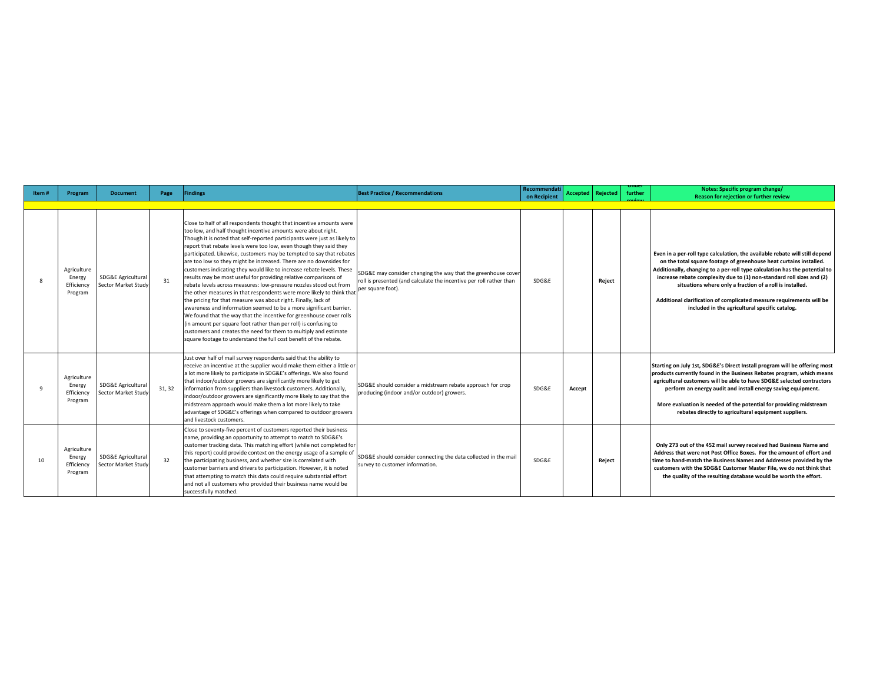| Item # | Program | Document | Page | Findings | Best Practice / Recommendations | Recommendation Recipient | Accepted | Rejected | Under further review | Notes: Specific program change/ Reason for rejection or further review |
|---|---|---|---|---|---|---|---|---|---|---|
| | | | | | | | | | | |
| 8 | Agriculture Energy Efficiency Program | SDG&E Agricultural Sector Market Study | 31 | Close to half of all respondents thought that incentive amounts were too low, and half thought incentive amounts were about right. Though it is noted that self-reported participants were just as likely to report that rebate levels were too low, even though they said they participated. Likewise, customers may be tempted to say that rebates are too low so they might be increased. There are no downsides for customers indicating they would like to increase rebate levels. These results may be most useful for providing relative comparisons of rebate levels across measures: low-pressure nozzles stood out from the other measures in that respondents were more likely to think that the pricing for that measure was about right. Finally, lack of awareness and information seemed to be a more significant barrier. We found that the way that the incentive for greenhouse cover rolls (in amount per square foot rather than per roll) is confusing to customers and creates the need for them to multiply and estimate square footage to understand the full cost benefit of the rebate. | SDG&E may consider changing the way that the greenhouse cover roll is presented (and calculate the incentive per roll rather than per square foot). | SDG&E | | Reject | | **Even in a per-roll type calculation, the available rebate will still depend on the total square footage of greenhouse heat curtains installed. Additionally, changing to a per-roll type calculation has the potential to increase rebate complexity due to (1) non-standard roll sizes and (2) situations where only a fraction of a roll is installed.**<br><br>**Additional clarification of complicated measure requirements will be included in the agricultural specific catalog.** |
| 9 | Agriculture Energy Efficiency Program | SDG&E Agricultural Sector Market Study | 31, 32 | Just over half of mail survey respondents said that the ability to receive an incentive at the supplier would make them either a little or a lot more likely to participate in SDG&E's offerings. We also found that indoor/outdoor growers are significantly more likely to get information from suppliers than livestock customers. Additionally, indoor/outdoor growers are significantly more likely to say that the midstream approach would make them a lot more likely to take advantage of SDG&E's offerings when compared to outdoor growers and livestock customers. | SDG&E should consider a midstream rebate approach for crop producing (indoor and/or outdoor) growers. | SDG&E | Accept | | | **Starting on July 1st, SDG&E's Direct Install program will be offering most products currently found in the Business Rebates program, which means agricultural customers will be able to have SDG&E selected contractors perform an energy audit and install energy saving equipment.**<br><br>**More evaluation is needed of the potential for providing midstream rebates directly to agricultural equipment suppliers.** |
| 10 | Agriculture Energy Efficiency Program | SDG&E Agricultural Sector Market Study | 32 | Close to seventy-five percent of customers reported their business name, providing an opportunity to attempt to match to SDG&E's customer tracking data. This matching effort (while not completed for this report) could provide context on the energy usage of a sample of the participating business, and whether size is correlated with customer barriers and drivers to participation. However, it is noted that attempting to match this data could require substantial effort and not all customers who provided their business name would be successfully matched. | SDG&E should consider connecting the data collected in the mail survey to customer information. | SDG&E | | Reject | | **Only 273 out of the 452 mail survey received had Business Name and Address that were not Post Office Boxes. For the amount of effort and time to hand-match the Business Names and Addresses provided by the customers with the SDG&E Customer Master File, we do not think that the quality of the resulting database would be worth the effort.** |